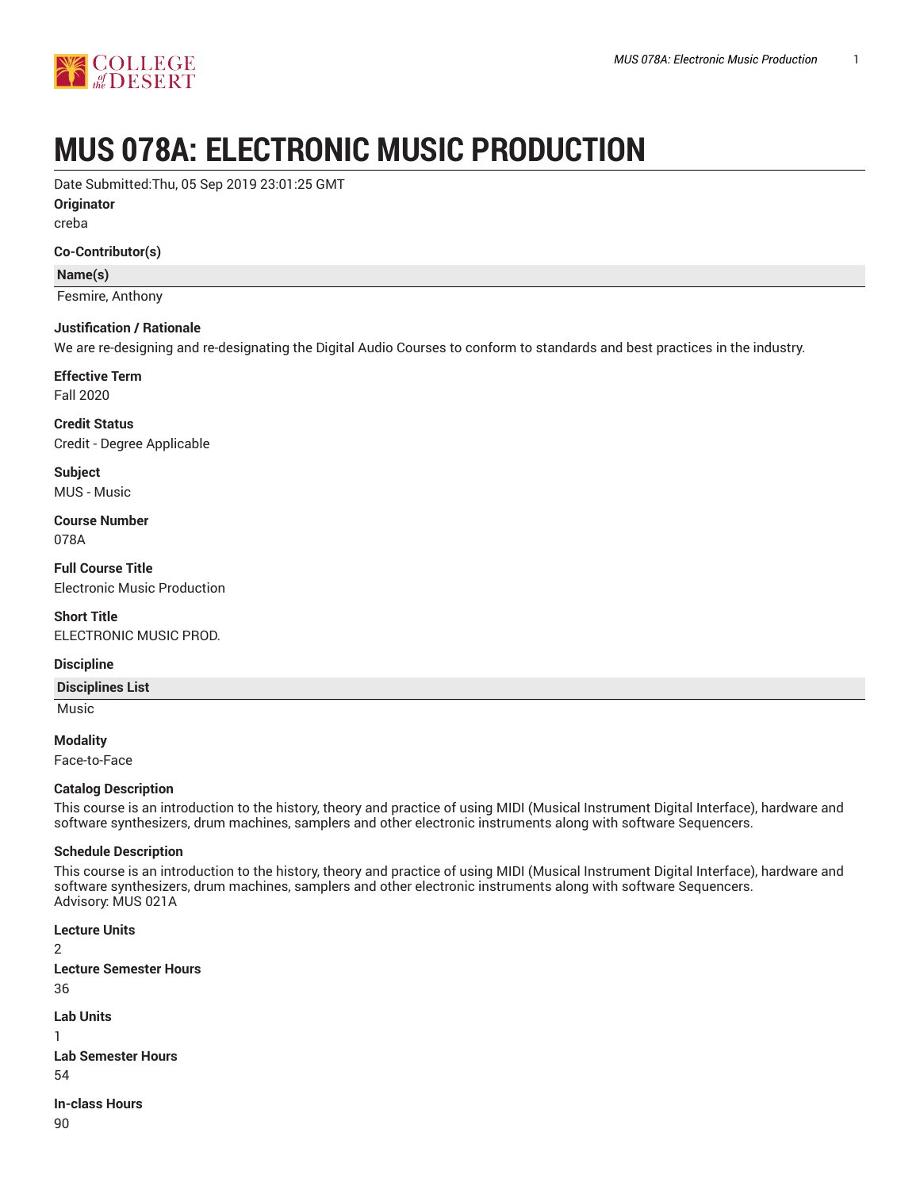# MUS 078A: ELECTRONIC MUSIC PRODUCTION

Date Submitted:Thu, 05 Sep 2019 23:01:25 GMT

**Originator**

creba

**Co-Contributor(s)**

| Name(s) |
|---|
| Fesmire, Anthony |

**Justification / Rationale**

We are re-designing and re-designating the Digital Audio Courses to conform to standards and best practices in the industry.

**Effective Term**

Fall 2020

**Credit Status**

Credit - Degree Applicable

**Subject**

MUS - Music

**Course Number**

078A

**Full Course Title**

Electronic Music Production

**Short Title**

ELECTRONIC MUSIC PROD.

**Discipline**

| Disciplines List |
|---|
| Music |

**Modality**

Face-to-Face

**Catalog Description**

This course is an introduction to the history, theory and practice of using MIDI (Musical Instrument Digital Interface), hardware and software synthesizers, drum machines, samplers and other electronic instruments along with software Sequencers.

**Schedule Description**

This course is an introduction to the history, theory and practice of using MIDI (Musical Instrument Digital Interface), hardware and software synthesizers, drum machines, samplers and other electronic instruments along with software Sequencers.
Advisory: MUS 021A

**Lecture Units**

2

**Lecture Semester Hours**

36

**Lab Units**

1

**Lab Semester Hours**

54

**In-class Hours**

90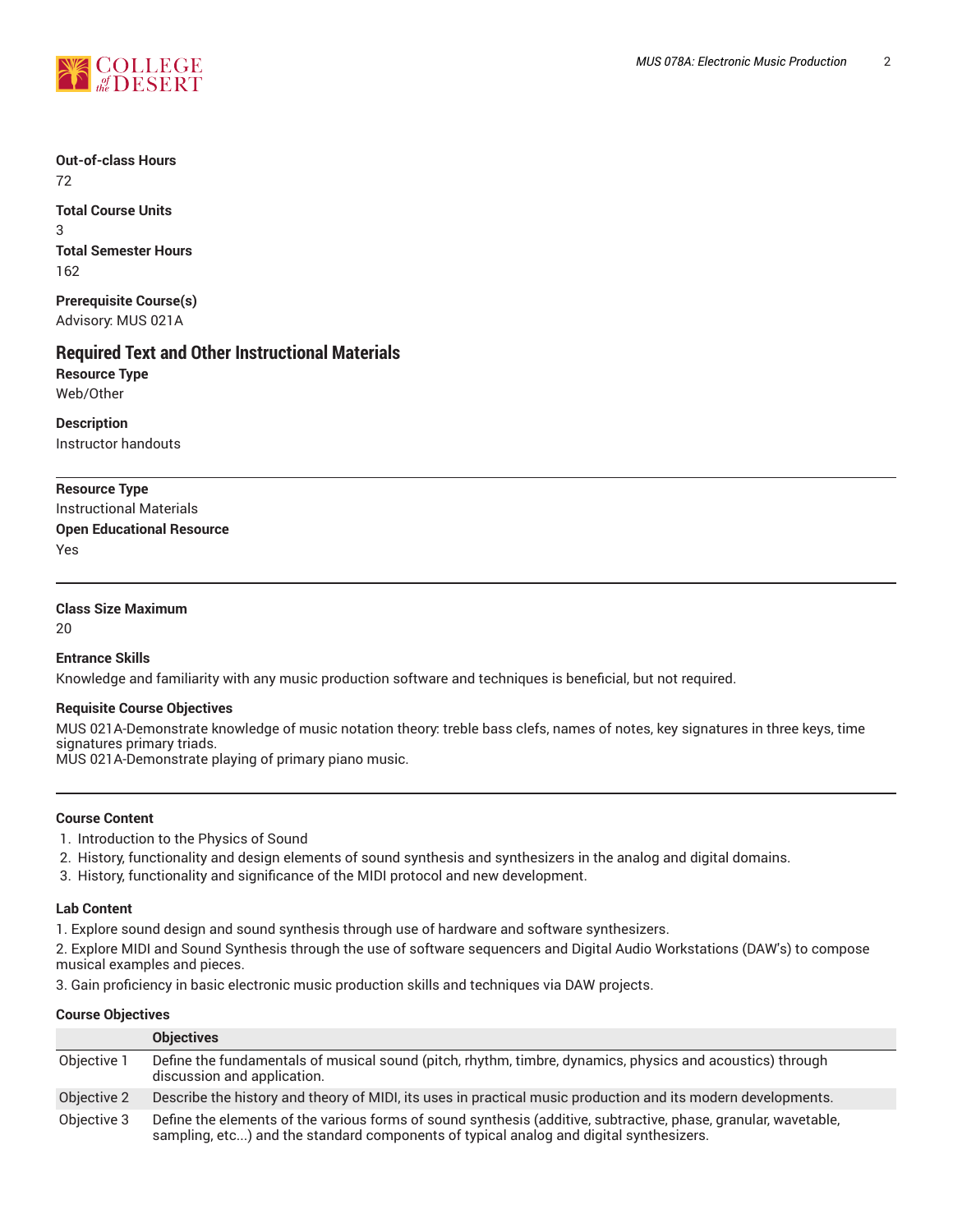**Out-of-class Hours**
72

**Total Course Units**
3

**Total Semester Hours**
162

**Prerequisite Course(s)**
Advisory: MUS 021A

## Required Text and Other Instructional Materials

**Resource Type**
Web/Other

**Description**
Instructor handouts

---

**Resource Type**
Instructional Materials

**Open Educational Resource**
Yes

---

**Class Size Maximum**
20

**Entrance Skills**
Knowledge and familiarity with any music production software and techniques is beneficial, but not required.

**Requisite Course Objectives**
MUS 021A-Demonstrate knowledge of music notation theory: treble bass clefs, names of notes, key signatures in three keys, time signatures primary triads.
MUS 021A-Demonstrate playing of primary piano music.

---

**Course Content**

1. Introduction to the Physics of Sound
2. History, functionality and design elements of sound synthesis and synthesizers in the analog and digital domains.
3. History, functionality and significance of the MIDI protocol and new development.

**Lab Content**

1. Explore sound design and sound synthesis through use of hardware and software synthesizers.
2. Explore MIDI and Sound Synthesis through the use of software sequencers and Digital Audio Workstations (DAW's) to compose musical examples and pieces.
3. Gain proficiency in basic electronic music production skills and techniques via DAW projects.

**Course Objectives**

| | Objectives |
|---|---|
| Objective 1 | Define the fundamentals of musical sound (pitch, rhythm, timbre, dynamics, physics and acoustics) through discussion and application. |
| Objective 2 | Describe the history and theory of MIDI, its uses in practical music production and its modern developments. |
| Objective 3 | Define the elements of the various forms of sound synthesis (additive, subtractive, phase, granular, wavetable, sampling, etc...) and the standard components of typical analog and digital synthesizers. |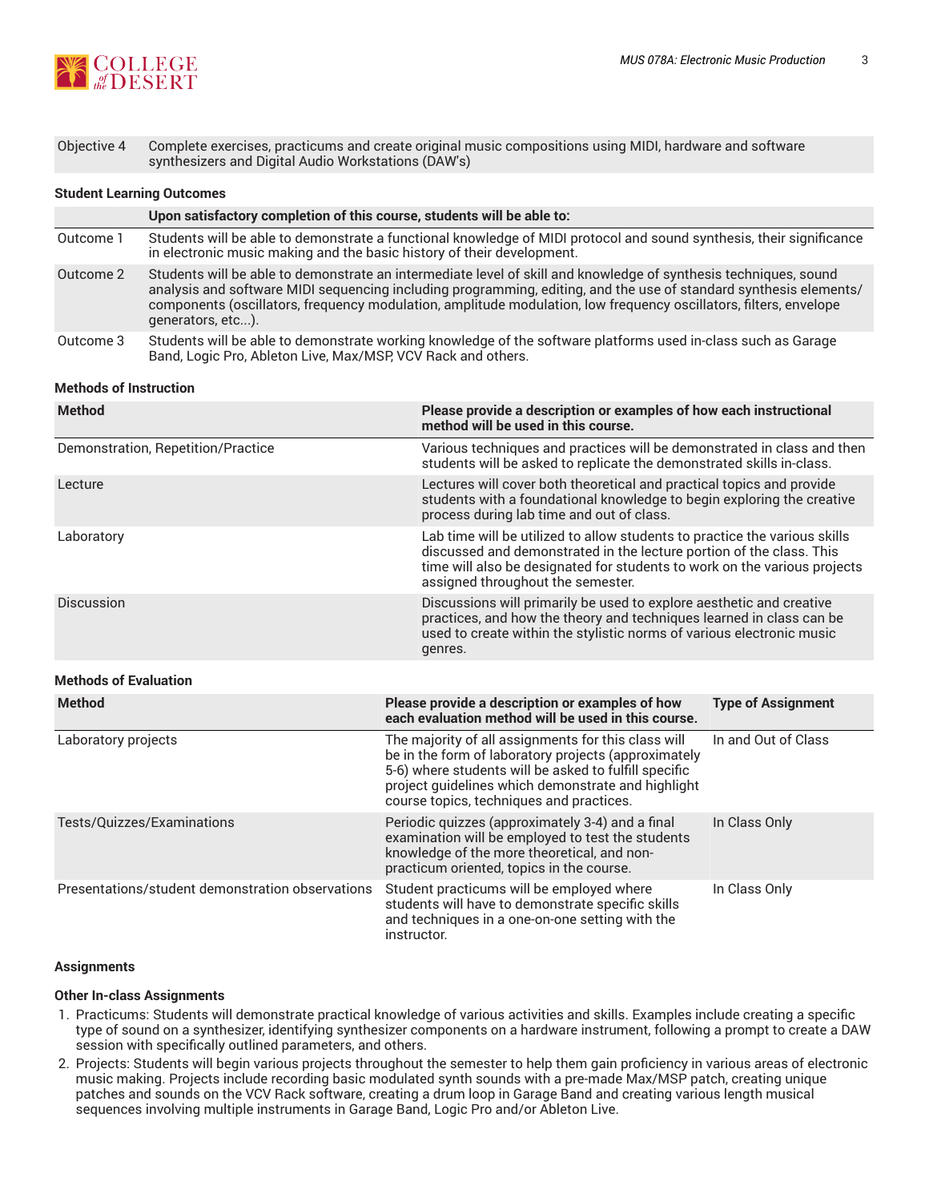| | |
|---|---|
| Objective 4 | Complete exercises, practicums and create original music compositions using MIDI, hardware and software synthesizers and Digital Audio Workstations (DAW's) |

### Student Learning Outcomes

| | Upon satisfactory completion of this course, students will be able to: |
|---|---|
| Outcome 1 | Students will be able to demonstrate a functional knowledge of MIDI protocol and sound synthesis, their significance in electronic music making and the basic history of their development. |
| Outcome 2 | Students will be able to demonstrate an intermediate level of skill and knowledge of synthesis techniques, sound analysis and software MIDI sequencing including programming, editing, and the use of standard synthesis elements/components (oscillators, frequency modulation, amplitude modulation, low frequency oscillators, filters, envelope generators, etc...). |
| Outcome 3 | Students will be able to demonstrate working knowledge of the software platforms used in-class such as Garage Band, Logic Pro, Ableton Live, Max/MSP, VCV Rack and others. |

### Methods of Instruction

| Method | Please provide a description or examples of how each instructional method will be used in this course. |
|---|---|
| Demonstration, Repetition/Practice | Various techniques and practices will be demonstrated in class and then students will be asked to replicate the demonstrated skills in-class. |
| Lecture | Lectures will cover both theoretical and practical topics and provide students with a foundational knowledge to begin exploring the creative process during lab time and out of class. |
| Laboratory | Lab time will be utilized to allow students to practice the various skills discussed and demonstrated in the lecture portion of the class. This time will also be designated for students to work on the various projects assigned throughout the semester. |
| Discussion | Discussions will primarily be used to explore aesthetic and creative practices, and how the theory and techniques learned in class can be used to create within the stylistic norms of various electronic music genres. |

### Methods of Evaluation

| Method | Please provide a description or examples of how each evaluation method will be used in this course. | Type of Assignment |
|---|---|---|
| Laboratory projects | The majority of all assignments for this class will be in the form of laboratory projects (approximately 5-6) where students will be asked to fulfill specific project guidelines which demonstrate and highlight course topics, techniques and practices. | In and Out of Class |
| Tests/Quizzes/Examinations | Periodic quizzes (approximately 3-4) and a final examination will be employed to test the students knowledge of the more theoretical, and non-practicum oriented, topics in the course. | In Class Only |
| Presentations/student demonstration observations | Student practicums will be employed where students will have to demonstrate specific skills and techniques in a one-on-one setting with the instructor. | In Class Only |

### Assignments

#### Other In-class Assignments

1. Practicums: Students will demonstrate practical knowledge of various activities and skills. Examples include creating a specific type of sound on a synthesizer, identifying synthesizer components on a hardware instrument, following a prompt to create a DAW session with specifically outlined parameters, and others.
2. Projects: Students will begin various projects throughout the semester to help them gain proficiency in various areas of electronic music making. Projects include recording basic modulated synth sounds with a pre-made Max/MSP patch, creating unique patches and sounds on the VCV Rack software, creating a drum loop in Garage Band and creating various length musical sequences involving multiple instruments in Garage Band, Logic Pro and/or Ableton Live.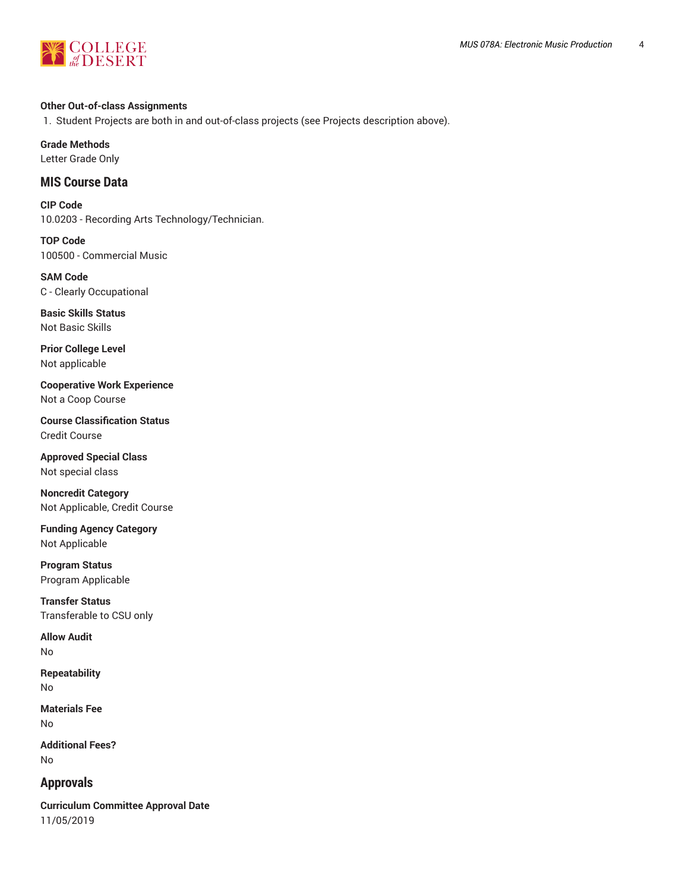**Other Out-of-class Assignments**

1. Student Projects are both in and out-of-class projects (see Projects description above).

**Grade Methods**
Letter Grade Only

## MIS Course Data

**CIP Code**
10.0203 - Recording Arts Technology/Technician.

**TOP Code**
100500 - Commercial Music

**SAM Code**
C - Clearly Occupational

**Basic Skills Status**
Not Basic Skills

**Prior College Level**
Not applicable

**Cooperative Work Experience**
Not a Coop Course

**Course Classification Status**
Credit Course

**Approved Special Class**
Not special class

**Noncredit Category**
Not Applicable, Credit Course

**Funding Agency Category**
Not Applicable

**Program Status**
Program Applicable

**Transfer Status**
Transferable to CSU only

**Allow Audit**
No

**Repeatability**
No

**Materials Fee**
No

**Additional Fees?**
No

## Approvals

**Curriculum Committee Approval Date**
11/05/2019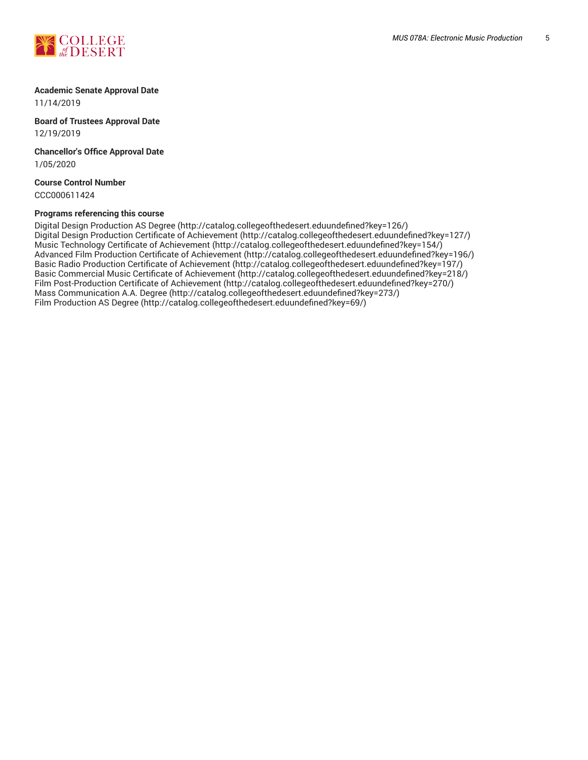**Academic Senate Approval Date**

11/14/2019

**Board of Trustees Approval Date**

12/19/2019

**Chancellor's Office Approval Date**

1/05/2020

**Course Control Number**

CCC000611424

**Programs referencing this course**

Digital Design Production AS Degree (http://catalog.collegeofthedesert.eduundefined?key=126/)
Digital Design Production Certificate of Achievement (http://catalog.collegeofthedesert.eduundefined?key=127/)
Music Technology Certificate of Achievement (http://catalog.collegeofthedesert.eduundefined?key=154/)
Advanced Film Production Certificate of Achievement (http://catalog.collegeofthedesert.eduundefined?key=196/)
Basic Radio Production Certificate of Achievement (http://catalog.collegeofthedesert.eduundefined?key=197/)
Basic Commercial Music Certificate of Achievement (http://catalog.collegeofthedesert.eduundefined?key=218/)
Film Post-Production Certificate of Achievement (http://catalog.collegeofthedesert.eduundefined?key=270/)
Mass Communication A.A. Degree (http://catalog.collegeofthedesert.eduundefined?key=273/)
Film Production AS Degree (http://catalog.collegeofthedesert.eduundefined?key=69/)